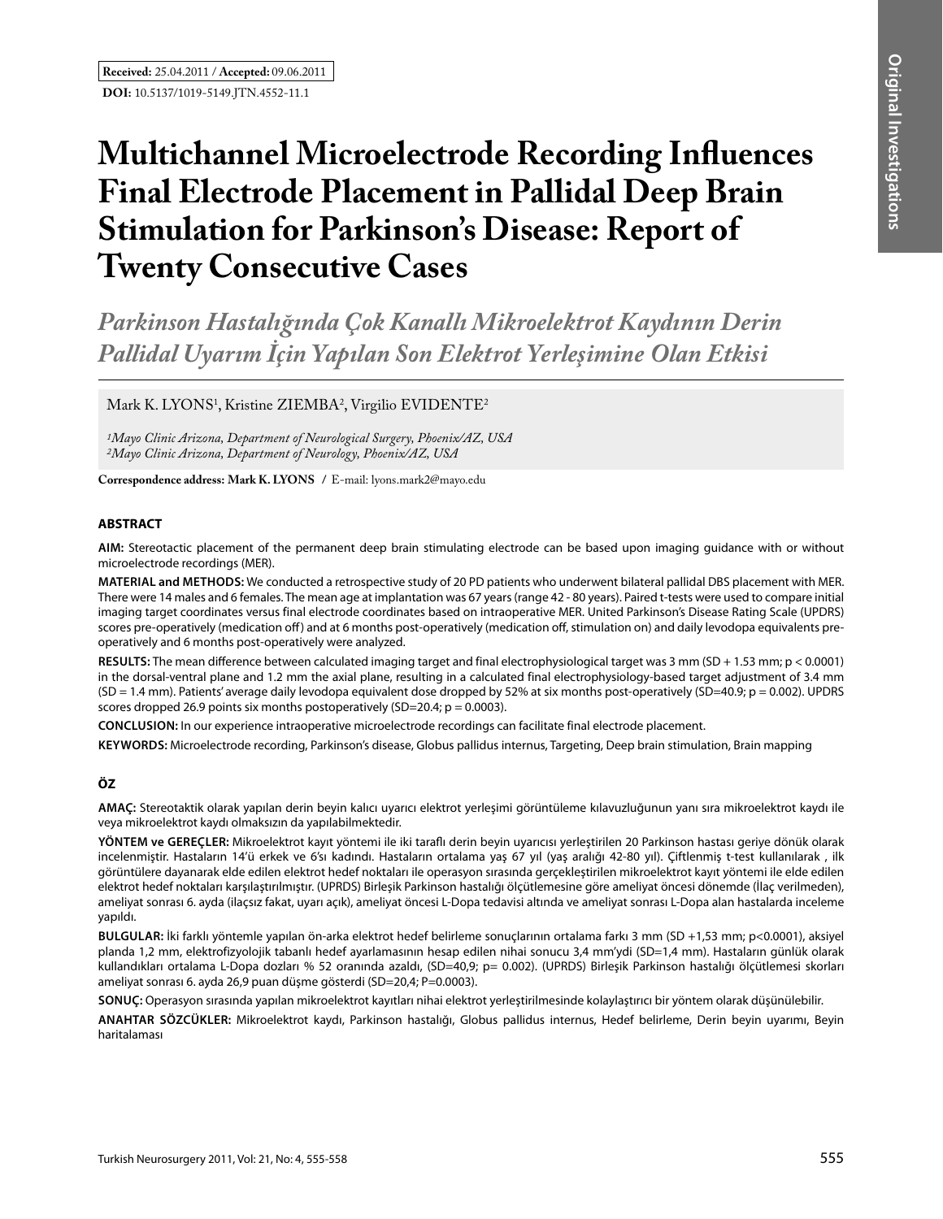**Received:** 25.04.2011 / **Accepted:** 09.06.2011

**DOI:** 10.5137/1019-5149.JTN.4552-11.1

Original Investigations

# Multichannel Microelectrode Recording Influences Final Electrode Placement in Pallidal Deep Brain Stimulation for Parkinson's Disease: Report of Twenty Consecutive Cases

## *Parkinson Hastalığında Çok Kanallı Mikroelektrot Kaydının Derin Pallidal Uyarım İçin Yapılan Son Elektrot Yerleşimine Olan Etkisi*

Mark K. LYONS[1], Kristine ZIEMBA[2], Virgilio EVIDENTE[2]

*[1]Mayo Clinic Arizona, Department of Neurological Surgery, Phoenix/AZ, USA*
*[2]Mayo Clinic Arizona, Department of Neurology, Phoenix/AZ, USA*

**Correspondence address: Mark K. LYONS** / E-mail: lyons.mark2@mayo.edu

### ABSTRACT

**AIM:** Stereotactic placement of the permanent deep brain stimulating electrode can be based upon imaging guidance with or without microelectrode recordings (MER).

**MATERIAL and METHODS:** We conducted a retrospective study of 20 PD patients who underwent bilateral pallidal DBS placement with MER. There were 14 males and 6 females. The mean age at implantation was 67 years (range 42 - 80 years). Paired t-tests were used to compare initial imaging target coordinates versus final electrode coordinates based on intraoperative MER. United Parkinson's Disease Rating Scale (UPDRS) scores pre-operatively (medication off) and at 6 months post-operatively (medication off, stimulation on) and daily levodopa equivalents pre-operatively and 6 months post-operatively were analyzed.

**RESULTS:** The mean difference between calculated imaging target and final electrophysiological target was 3 mm (SD + 1.53 mm; $p < 0.0001$) in the dorsal-ventral plane and 1.2 mm the axial plane, resulting in a calculated final electrophysiology-based target adjustment of 3.4 mm (SD = 1.4 mm). Patients' average daily levodopa equivalent dose dropped by 52% at six months post-operatively (SD=40.9; $p = 0.002$). UPDRS scores dropped 26.9 points six months postoperatively (SD=20.4; $p = 0.0003$).

**CONCLUSION:** In our experience intraoperative microelectrode recordings can facilitate final electrode placement.

**KEYWORDS:** Microelectrode recording, Parkinson's disease, Globus pallidus internus, Targeting, Deep brain stimulation, Brain mapping

### ÖZ

**AMAÇ:** Stereotaktik olarak yapılan derin beyin kalıcı uyarıcı elektrot yerleşimi görüntüleme kılavuzluğunun yanı sıra mikroelektrot kaydı ile veya mikroelektrot kaydı olmaksızın da yapılabilmektedir.

**YÖNTEM ve GEREÇLER:** Mikroelektrot kayıt yöntemi ile iki taraflı derin beyin uyarıcısı yerleştirilen 20 Parkinson hastası geriye dönük olarak incelenmiştir. Hastaların 14'ü erkek ve 6'sı kadındı. Hastaların ortalama yaş 67 yıl (yaş aralığı 42-80 yıl). Çiftlenmiş t-test kullanılarak , ilk görüntülere dayanarak elde edilen elektrot hedef noktaları ile operasyon sırasında gerçekleştirilen mikroelektrot kayıt yöntemi ile elde edilen elektrot hedef noktaları karşılaştırılmıştır. (UPRDS) Birleşik Parkinson hastalığı ölçütlemesine göre ameliyat öncesi dönemde (İlaç verilmeden), ameliyat sonrası 6. ayda (ilaçsız fakat, uyarı açık), ameliyat öncesi L-Dopa tedavisi altında ve ameliyat sonrası L-Dopa alan hastalarda inceleme yapıldı.

**BULGULAR:** İki farklı yöntemle yapılan ön-arka elektrot hedef belirleme sonuçlarının ortalama farkı 3 mm (SD +1,53 mm; $p<0.0001$), aksiyel planda 1,2 mm, elektrofizyolojik tabanlı hedef ayarlamasının hesap edilen nihai sonucu 3,4 mm'ydi (SD=1,4 mm). Hastaların günlük olarak kullandıkları ortalama L-Dopa dozları % 52 oranında azaldı, (SD=40,9; $p= 0.002$). (UPRDS) Birleşik Parkinson hastalığı ölçütlemesi skorları ameliyat sonrası 6. ayda 26,9 puan düşme gösterdi (SD=20,4; P=0.0003).

**SONUÇ:** Operasyon sırasında yapılan mikroelektrot kayıtları nihai elektrot yerleştirilmesinde kolaylaştırıcı bir yöntem olarak düşünülebilir.

**ANAHTAR SÖZCÜKLER:** Mikroelektrot kaydı, Parkinson hastalığı, Globus pallidus internus, Hedef belirleme, Derin beyin uyarımı, Beyin haritalaması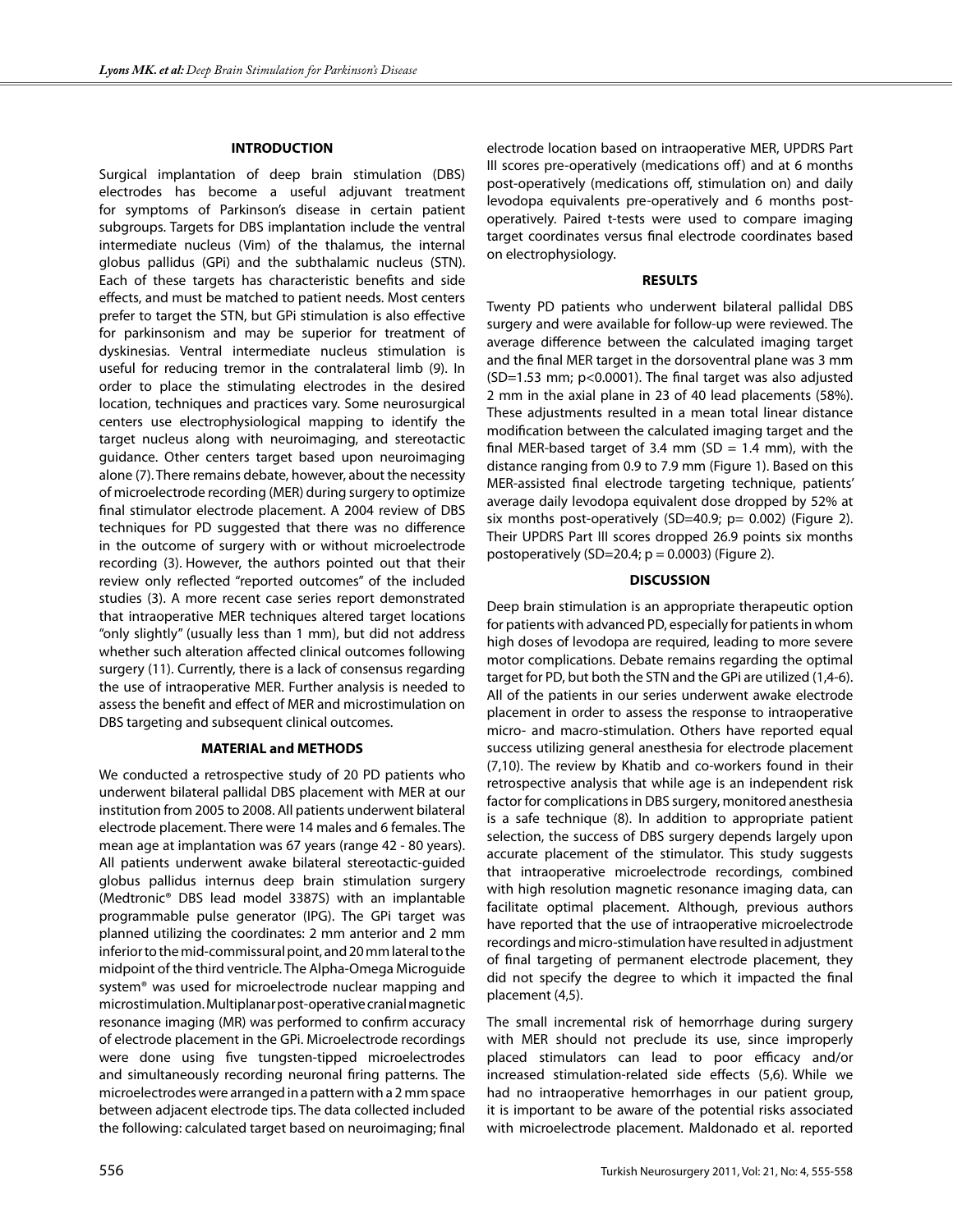## INTRODUCTION

Surgical implantation of deep brain stimulation (DBS) electrodes has become a useful adjuvant treatment for symptoms of Parkinson's disease in certain patient subgroups. Targets for DBS implantation include the ventral intermediate nucleus (Vim) of the thalamus, the internal globus pallidus (GPi) and the subthalamic nucleus (STN). Each of these targets has characteristic benefits and side effects, and must be matched to patient needs. Most centers prefer to target the STN, but GPi stimulation is also effective for parkinsonism and may be superior for treatment of dyskinesias. Ventral intermediate nucleus stimulation is useful for reducing tremor in the contralateral limb (9). In order to place the stimulating electrodes in the desired location, techniques and practices vary. Some neurosurgical centers use electrophysiological mapping to identify the target nucleus along with neuroimaging, and stereotactic guidance. Other centers target based upon neuroimaging alone (7). There remains debate, however, about the necessity of microelectrode recording (MER) during surgery to optimize final stimulator electrode placement. A 2004 review of DBS techniques for PD suggested that there was no difference in the outcome of surgery with or without microelectrode recording (3). However, the authors pointed out that their review only reflected "reported outcomes" of the included studies (3). A more recent case series report demonstrated that intraoperative MER techniques altered target locations "only slightly" (usually less than 1 mm), but did not address whether such alteration affected clinical outcomes following surgery (11). Currently, there is a lack of consensus regarding the use of intraoperative MER. Further analysis is needed to assess the benefit and effect of MER and microstimulation on DBS targeting and subsequent clinical outcomes.

## MATERIAL and METHODS

We conducted a retrospective study of 20 PD patients who underwent bilateral pallidal DBS placement with MER at our institution from 2005 to 2008. All patients underwent bilateral electrode placement. There were 14 males and 6 females. The mean age at implantation was 67 years (range 42 - 80 years). All patients underwent awake bilateral stereotactic-guided globus pallidus internus deep brain stimulation surgery (Medtronic® DBS lead model 3387S) with an implantable programmable pulse generator (IPG). The GPi target was planned utilizing the coordinates: 2 mm anterior and 2 mm inferior to the mid-commissural point, and 20 mm lateral to the midpoint of the third ventricle. The Alpha-Omega Microguide system® was used for microelectrode nuclear mapping and microstimulation. Multiplanar post-operative cranial magnetic resonance imaging (MR) was performed to confirm accuracy of electrode placement in the GPi. Microelectrode recordings were done using five tungsten-tipped microelectrodes and simultaneously recording neuronal firing patterns. The microelectrodes were arranged in a pattern with a 2 mm space between adjacent electrode tips. The data collected included the following: calculated target based on neuroimaging; final electrode location based on intraoperative MER, UPDRS Part III scores pre-operatively (medications off) and at 6 months post-operatively (medications off, stimulation on) and daily levodopa equivalents pre-operatively and 6 months post-operatively. Paired t-tests were used to compare imaging target coordinates versus final electrode coordinates based on electrophysiology.

## RESULTS

Twenty PD patients who underwent bilateral pallidal DBS surgery and were available for follow-up were reviewed. The average difference between the calculated imaging target and the final MER target in the dorsoventral plane was 3 mm (SD=1.53 mm; $p<0.0001$). The final target was also adjusted 2 mm in the axial plane in 23 of 40 lead placements (58%). These adjustments resulted in a mean total linear distance modification between the calculated imaging target and the final MER-based target of 3.4 mm (SD = 1.4 mm), with the distance ranging from 0.9 to 7.9 mm (Figure 1). Based on this MER-assisted final electrode targeting technique, patients' average daily levodopa equivalent dose dropped by 52% at six months post-operatively (SD=40.9; $p= 0.002$) (Figure 2). Their UPDRS Part III scores dropped 26.9 points six months postoperatively (SD=20.4; $p = 0.0003$) (Figure 2).

## DISCUSSION

Deep brain stimulation is an appropriate therapeutic option for patients with advanced PD, especially for patients in whom high doses of levodopa are required, leading to more severe motor complications. Debate remains regarding the optimal target for PD, but both the STN and the GPi are utilized (1,4-6). All of the patients in our series underwent awake electrode placement in order to assess the response to intraoperative micro- and macro-stimulation. Others have reported equal success utilizing general anesthesia for electrode placement (7,10). The review by Khatib and co-workers found in their retrospective analysis that while age is an independent risk factor for complications in DBS surgery, monitored anesthesia is a safe technique (8). In addition to appropriate patient selection, the success of DBS surgery depends largely upon accurate placement of the stimulator. This study suggests that intraoperative microelectrode recordings, combined with high resolution magnetic resonance imaging data, can facilitate optimal placement. Although, previous authors have reported that the use of intraoperative microelectrode recordings and micro-stimulation have resulted in adjustment of final targeting of permanent electrode placement, they did not specify the degree to which it impacted the final placement (4,5).

The small incremental risk of hemorrhage during surgery with MER should not preclude its use, since improperly placed stimulators can lead to poor efficacy and/or increased stimulation-related side effects (5,6). While we had no intraoperative hemorrhages in our patient group, it is important to be aware of the potential risks associated with microelectrode placement. Maldonado et al. reported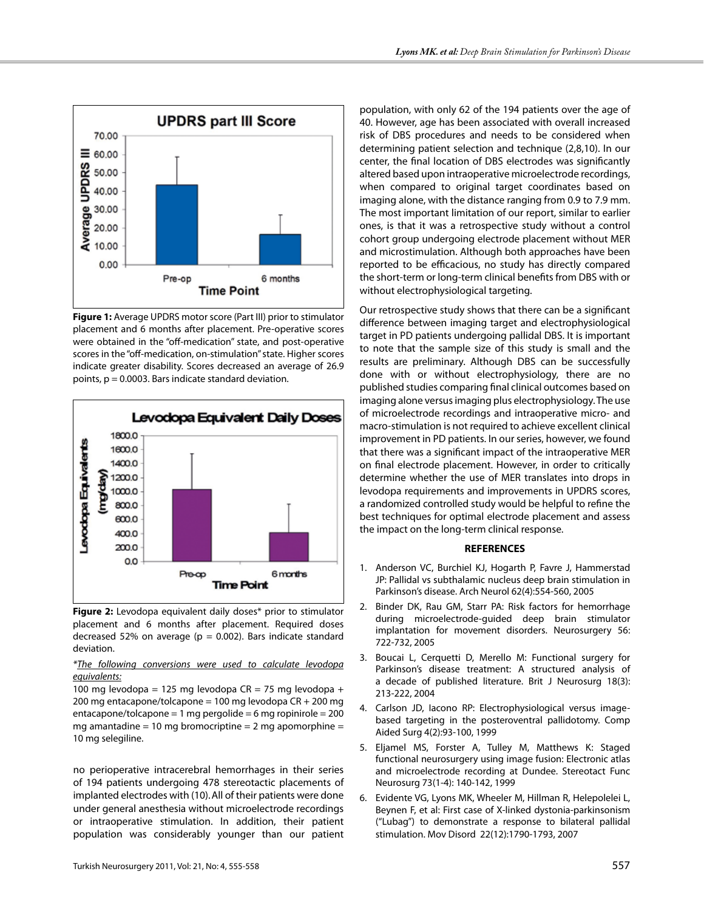**Figure 1:** Average UPDRS motor score (Part III) prior to stimulator placement and 6 months after placement. Pre-operative scores were obtained in the "off-medication" state, and post-operative scores in the "off-medication, on-stimulation" state. Higher scores indicate greater disability. Scores decreased an average of 26.9 points, p = 0.0003. Bars indicate standard deviation.

**Figure 2:** Levodopa equivalent daily doses* prior to stimulator placement and 6 months after placement. Required doses decreased 52% on average (p = 0.002). Bars indicate standard deviation.

*The following conversions were used to calculate levodopa equivalents:*

100 mg levodopa = 125 mg levodopa CR = 75 mg levodopa + 200 mg entacapone/tolcapone = 100 mg levodopa CR + 200 mg entacapone/tolcapone = 1 mg pergolide = 6 mg ropinirole = 200 mg amantadine = 10 mg bromocriptine = 2 mg apomorphine = 10 mg selegiline.

no perioperative intracerebral hemorrhages in their series of 194 patients undergoing 478 stereotactic placements of implanted electrodes with (10). All of their patients were done under general anesthesia without microelectrode recordings or intraoperative stimulation. In addition, their patient population was considerably younger than our patient population, with only 62 of the 194 patients over the age of 40. However, age has been associated with overall increased risk of DBS procedures and needs to be considered when determining patient selection and technique (2,8,10). In our center, the final location of DBS electrodes was significantly altered based upon intraoperative microelectrode recordings, when compared to original target coordinates based on imaging alone, with the distance ranging from 0.9 to 7.9 mm. The most important limitation of our report, similar to earlier ones, is that it was a retrospective study without a control cohort group undergoing electrode placement without MER and microstimulation. Although both approaches have been reported to be efficacious, no study has directly compared the short-term or long-term clinical benefits from DBS with or without electrophysiological targeting.

Our retrospective study shows that there can be a significant difference between imaging target and electrophysiological target in PD patients undergoing pallidal DBS. It is important to note that the sample size of this study is small and the results are preliminary. Although DBS can be successfully done with or without electrophysiology, there are no published studies comparing final clinical outcomes based on imaging alone versus imaging plus electrophysiology. The use of microelectrode recordings and intraoperative micro- and macro-stimulation is not required to achieve excellent clinical improvement in PD patients. In our series, however, we found that there was a significant impact of the intraoperative MER on final electrode placement. However, in order to critically determine whether the use of MER translates into drops in levodopa requirements and improvements in UPDRS scores, a randomized controlled study would be helpful to refine the best techniques for optimal electrode placement and assess the impact on the long-term clinical response.

## REFERENCES

1. Anderson VC, Burchiel KJ, Hogarth P, Favre J, Hammerstad JP: Pallidal vs subthalamic nucleus deep brain stimulation in Parkinson's disease. Arch Neurol 62(4):554-560, 2005
2. Binder DK, Rau GM, Starr PA: Risk factors for hemorrhage during microelectrode-guided deep brain stimulator implantation for movement disorders. Neurosurgery 56: 722-732, 2005
3. Boucai L, Cerquetti D, Merello M: Functional surgery for Parkinson's disease treatment: A structured analysis of a decade of published literature. Brit J Neurosurg 18(3): 213-222, 2004
4. Carlson JD, Iacono RP: Electrophysiological versus image-based targeting in the posteroventral pallidotomy. Comp Aided Surg 4(2):93-100, 1999
5. Eljamel MS, Forster A, Tulley M, Matthews K: Staged functional neurosurgery using image fusion: Electronic atlas and microelectrode recording at Dundee. Stereotact Func Neurosurg 73(1-4): 140-142, 1999
6. Evidente VG, Lyons MK, Wheeler M, Hillman R, Helepolelei L, Beynen F, et al: First case of X-linked dystonia-parkinsonism ("Lubag") to demonstrate a response to bilateral pallidal stimulation. Mov Disord 22(12):1790-1793, 2007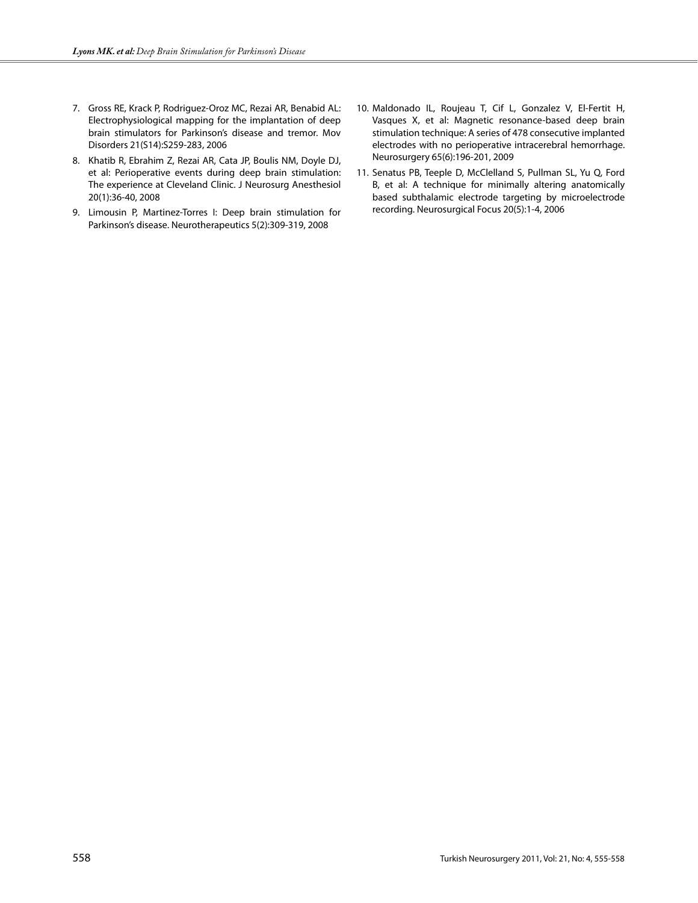7. Gross RE, Krack P, Rodriguez-Oroz MC, Rezai AR, Benabid AL: Electrophysiological mapping for the implantation of deep brain stimulators for Parkinson's disease and tremor. Mov Disorders 21(S14):S259-283, 2006
8. Khatib R, Ebrahim Z, Rezai AR, Cata JP, Boulis NM, Doyle DJ, et al: Perioperative events during deep brain stimulation: The experience at Cleveland Clinic. J Neurosurg Anesthesiol 20(1):36-40, 2008
9. Limousin P, Martinez-Torres I: Deep brain stimulation for Parkinson's disease. Neurotherapeutics 5(2):309-319, 2008
10. Maldonado IL, Roujeau T, Cif L, Gonzalez V, El-Fertit H, Vasques X, et al: Magnetic resonance-based deep brain stimulation technique: A series of 478 consecutive implanted electrodes with no perioperative intracerebral hemorrhage. Neurosurgery 65(6):196-201, 2009
11. Senatus PB, Teeple D, McClelland S, Pullman SL, Yu Q, Ford B, et al: A technique for minimally altering anatomically based subthalamic electrode targeting by microelectrode recording. Neurosurgical Focus 20(5):1-4, 2006